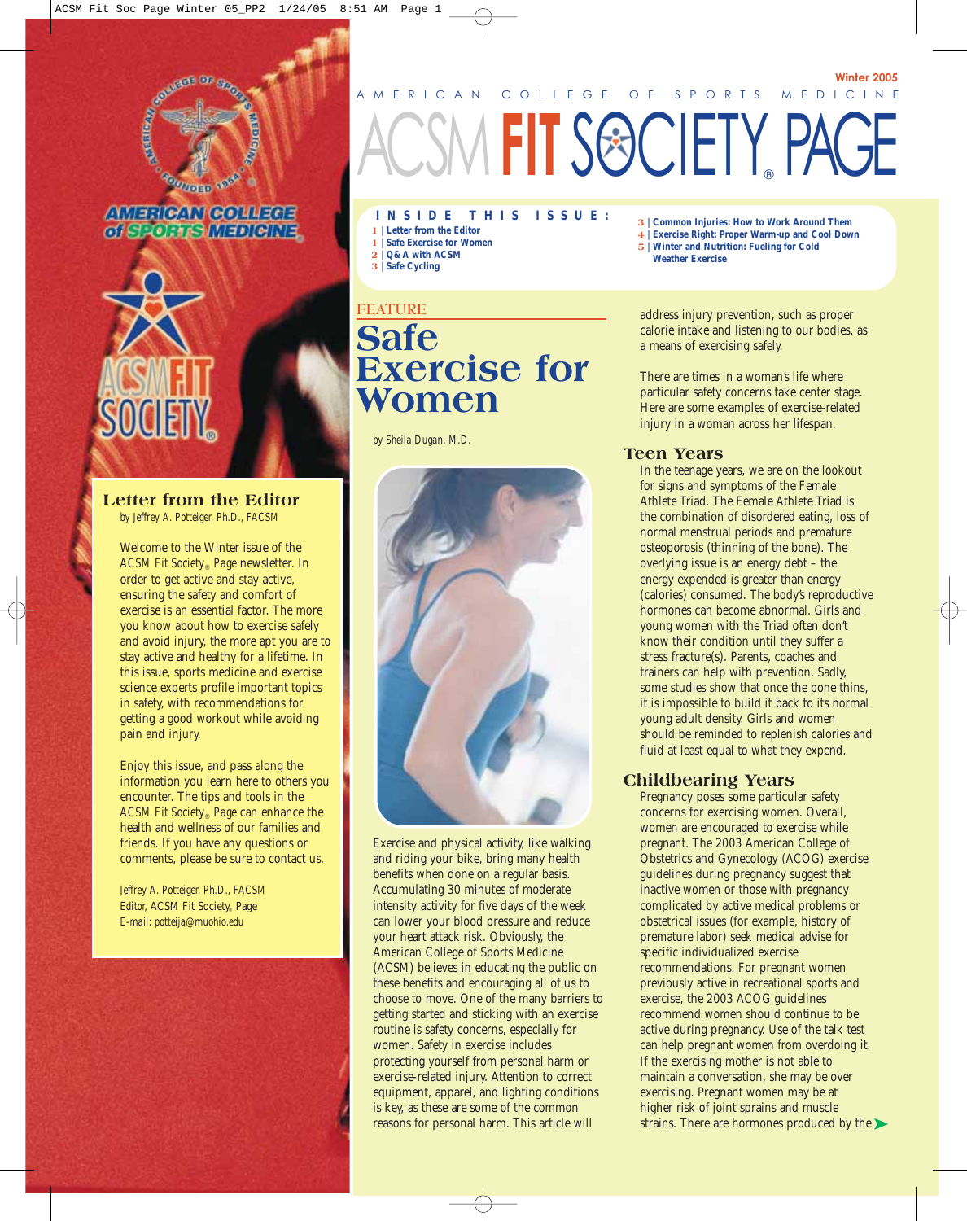Winter 2005

AMERICAN COLLEGE OF SPORTS MEDICINE

# ACSM FIT SOCIETY® PAGE

**INSIDE THIS ISSUE:**

- 1 | Letter from the Editor
- 1 | Safe Exercise for Women
- 2 | Q& A with ACSM
- 3 | Safe Cycling
- 3 | Common Injuries: How to Work Around Them
- 4 | Exercise Right: Proper Warm-up and Cool Down
- 5 | Winter and Nutrition: Fueling for Cold Weather Exercise

## Letter from the Editor

*by Jeffrey A. Potteiger, Ph.D., FACSM*

Welcome to the Winter issue of the ACSM Fit Society® Page newsletter. In order to get active and stay active, ensuring the safety and comfort of exercise is an essential factor. The more you know about how to exercise safely and avoid injury, the more apt you are to stay active and healthy for a lifetime. In this issue, sports medicine and exercise science experts profile important topics in safety, with recommendations for getting a good workout while avoiding pain and injury.

Enjoy this issue, and pass along the information you learn here to others you encounter. The tips and tools in the ACSM Fit Society® Page can enhance the health and wellness of our families and friends. If you have any questions or comments, please be sure to contact us.

Jeffrey A. Potteiger, Ph.D., FACSM
Editor, ACSM Fit Society® Page
E-mail: potteija@muohio.edu

FEATURE

# Safe Exercise for Women

*by Sheila Dugan, M.D.*

Exercise and physical activity, like walking and riding your bike, bring many health benefits when done on a regular basis. Accumulating 30 minutes of moderate intensity activity for five days of the week can lower your blood pressure and reduce your heart attack risk. Obviously, the American College of Sports Medicine (ACSM) believes in educating the public on these benefits and encouraging all of us to choose to move. One of the many barriers to getting started and sticking with an exercise routine is safety concerns, especially for women. Safety in exercise includes protecting yourself from personal harm or exercise-related injury. Attention to correct equipment, apparel, and lighting conditions is key, as these are some of the common reasons for personal harm. This article will address injury prevention, such as proper calorie intake and listening to our bodies, as a means of exercising safely.

There are times in a woman's life where particular safety concerns take center stage. Here are some examples of exercise-related injury in a woman across her lifespan.

## Teen Years

In the teenage years, we are on the lookout for signs and symptoms of the Female Athlete Triad. The Female Athlete Triad is the combination of disordered eating, loss of normal menstrual periods and premature osteoporosis (thinning of the bone). The overlying issue is an energy debt – the energy expended is greater than energy (calories) consumed. The body's reproductive hormones can become abnormal. Girls and young women with the Triad often don't know their condition until they suffer a stress fracture(s). Parents, coaches and trainers can help with prevention. Sadly, some studies show that once the bone thins, it is impossible to build it back to its normal young adult density. Girls and women should be reminded to replenish calories and fluid at least equal to what they expend.

## Childbearing Years

Pregnancy poses some particular safety concerns for exercising women. Overall, women are encouraged to exercise while pregnant. The 2003 American College of Obstetrics and Gynecology (ACOG) exercise guidelines during pregnancy suggest that inactive women or those with pregnancy complicated by active medical problems or obstetrical issues (for example, history of premature labor) seek medical advise for specific individualized exercise recommendations. For pregnant women previously active in recreational sports and exercise, the 2003 ACOG guidelines recommend women should continue to be active during pregnancy. Use of the talk test can help pregnant women from overdoing it. If the exercising mother is not able to maintain a conversation, she may be over exercising. Pregnant women may be at higher risk of joint sprains and muscle strains. There are hormones produced by the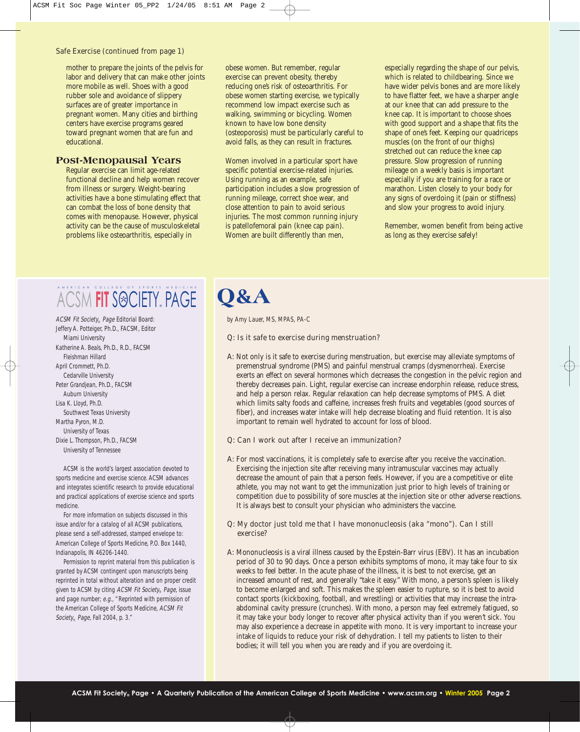Safe Exercise (continued from page 1)

mother to prepare the joints of the pelvis for labor and delivery that can make other joints more mobile as well. Shoes with a good rubber sole and avoidance of slippery surfaces are of greater importance in pregnant women. Many cities and birthing centers have exercise programs geared toward pregnant women that are fun and educational.

## Post-Menopausal Years

Regular exercise can limit age-related functional decline and help women recover from illness or surgery. Weight-bearing activities have a bone stimulating effect that can combat the loss of bone density that comes with menopause. However, physical activity can be the cause of musculoskeletal problems like osteoarthritis, especially in obese women. But remember, regular exercise can prevent obesity, thereby reducing one's risk of osteoarthritis. For obese women starting exercise, we typically recommend low impact exercise such as walking, swimming or bicycling. Women known to have low bone density (osteoporosis) must be particularly careful to avoid falls, as they can result in fractures.

Women involved in a particular sport have specific potential exercise-related injuries. Using running as an example, safe participation includes a slow progression of running mileage, correct shoe wear, and close attention to pain to avoid serious injuries. The most common running injury is patellofemoral pain (knee cap pain). Women are built differently than men, especially regarding the shape of our pelvis, which is related to childbearing. Since we have wider pelvis bones and are more likely to have flatter feet, we have a sharper angle at our knee that can add pressure to the knee cap. It is important to choose shoes with good support and a shape that fits the shape of one's feet. Keeping our quadriceps muscles (on the front of our thighs) stretched out can reduce the knee cap pressure. Slow progression of running mileage on a weekly basis is important especially if you are training for a race or marathon. Listen closely to your body for any signs of overdoing it (pain or stiffness) and slow your progress to avoid injury.

Remember, women benefit from being active as long as they exercise safely!

---

AMERICAN COLLEGE OF SPORTS MEDICINE

ACSM FIT SOCIETY® PAGE

*ACSM Fit Society® Page* Editorial Board:

Jeffery A. Potteiger, Ph.D., FACSM, Editor
Miami University

Katherine A. Beals, Ph.D., R.D., FACSM
Fleishman Hillard

April Crommett, Ph.D.
Cedarville University

Peter Grandjean, Ph.D., FACSM
Auburn University

Lisa K. Lloyd, Ph.D.
Southwest Texas University

Martha Pyron, M.D.
University of Texas

Dixie L. Thompson, Ph.D., FACSM
University of Tennessee

ACSM is the world's largest association devoted to sports medicine and exercise science. ACSM advances and integrates scientific research to provide educational and practical applications of exercise science and sports medicine.

For more information on subjects discussed in this issue and/or for a catalog of all ACSM publications, please send a self-addressed, stamped envelope to: American College of Sports Medicine, P.O. Box 1440, Indianapolis, IN 46206-1440.

Permission to reprint material from this publication is granted by ACSM contingent upon manuscripts being reprinted in total without alteration and on proper credit given to ACSM by citing *ACSM Fit Society® Page*, issue and page number; *e.g.*, "Reprinted with permission of the American College of Sports Medicine, *ACSM Fit Society® Page*, Fall 2004, p. 3."

---

# Q&A

by Amy Lauer, MS, MPAS, PA-C

Q: Is it safe to exercise during menstruation?

A: Not only is it safe to exercise during menstruation, but exercise may alleviate symptoms of premenstrual syndrome (PMS) and painful menstrual cramps (dysmenorrhea). Exercise exerts an effect on several hormones which decreases the congestion in the pelvic region and thereby decreases pain. Light, regular exercise can increase endorphin release, reduce stress, and help a person relax. Regular relaxation can help decrease symptoms of PMS. A diet which limits salty foods and caffeine, increases fresh fruits and vegetables (good sources of fiber), and increases water intake will help decrease bloating and fluid retention. It is also important to remain well hydrated to account for loss of blood.

Q: Can I work out after I receive an immunization?

A: For most vaccinations, it is completely safe to exercise after you receive the vaccination. Exercising the injection site after receiving many intramuscular vaccines may actually decrease the amount of pain that a person feels. However, if you are a competitive or elite athlete, you may not want to get the immunization just prior to high levels of training or competition due to possibility of sore muscles at the injection site or other adverse reactions. It is always best to consult your physician who administers the vaccine.

Q: My doctor just told me that I have mononucleosis (aka "mono"). Can I still exercise?

A: Mononucleosis is a viral illness caused by the Epstein-Barr virus (EBV). It has an incubation period of 30 to 90 days. Once a person exhibits symptoms of mono, it may take four to six weeks to feel better. In the acute phase of the illness, it is best to not exercise, get an increased amount of rest, and generally "take it easy." With mono, a person's spleen is likely to become enlarged and soft. This makes the spleen easier to rupture, so it is best to avoid contact sports (kickboxing, football, and wrestling) or activities that may increase the intra-abdominal cavity pressure (crunches). With mono, a person may feel extremely fatigued, so it may take your body longer to recover after physical activity than if you weren't sick. You may also experience a decrease in appetite with mono. It is very important to increase your intake of liquids to reduce your risk of dehydration. I tell my patients to listen to their bodies; it will tell you when you are ready and if you are overdoing it.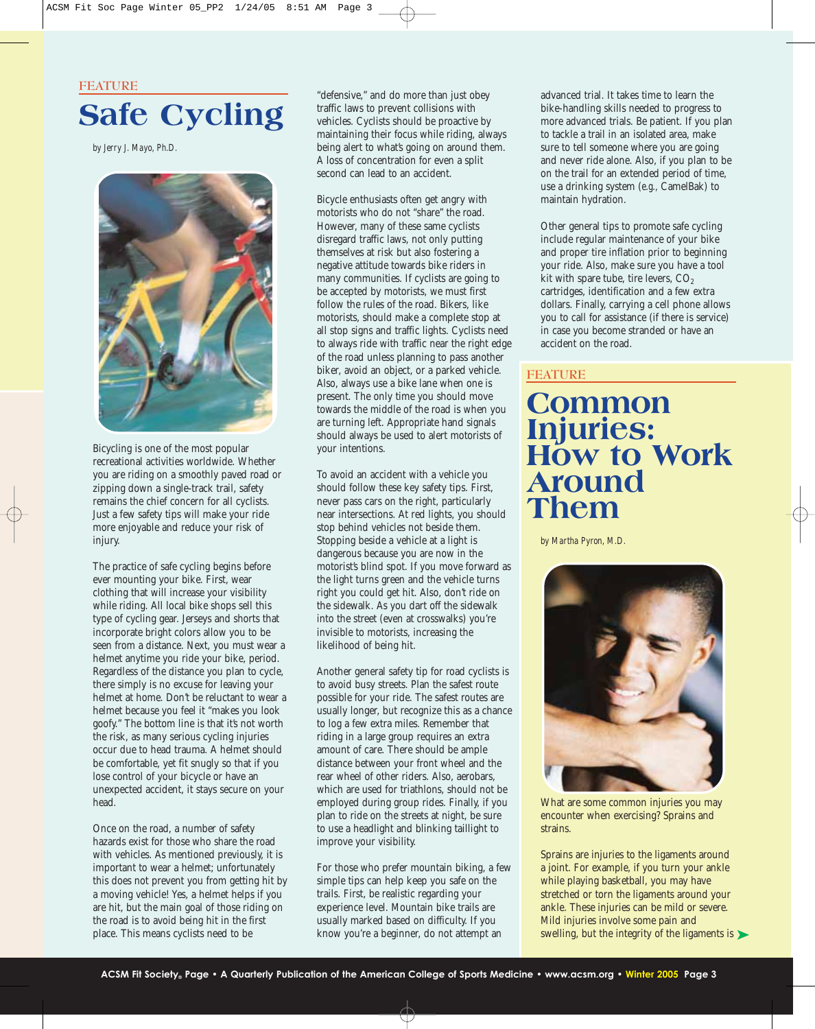FEATURE

# Safe Cycling

*by Jerry J. Mayo, Ph.D.*

Bicycling is one of the most popular recreational activities worldwide. Whether you are riding on a smoothly paved road or zipping down a single-track trail, safety remains the chief concern for all cyclists. Just a few safety tips will make your ride more enjoyable and reduce your risk of injury.

The practice of safe cycling begins before ever mounting your bike. First, wear clothing that will increase your visibility while riding. All local bike shops sell this type of cycling gear. Jerseys and shorts that incorporate bright colors allow you to be seen from a distance. Next, you must wear a helmet anytime you ride your bike, period. Regardless of the distance you plan to cycle, there simply is no excuse for leaving your helmet at home. Don't be reluctant to wear a helmet because you feel it "makes you look goofy." The bottom line is that it's not worth the risk, as many serious cycling injuries occur due to head trauma. A helmet should be comfortable, yet fit snugly so that if you lose control of your bicycle or have an unexpected accident, it stays secure on your head.

Once on the road, a number of safety hazards exist for those who share the road with vehicles. As mentioned previously, it is important to wear a helmet; unfortunately this does not prevent you from getting hit by a moving vehicle! Yes, a helmet helps if you are hit, but the main goal of those riding on the road is to avoid being hit in the first place. This means cyclists need to be "defensive," and do more than just obey traffic laws to prevent collisions with vehicles. Cyclists should be proactive by maintaining their focus while riding, always being alert to what's going on around them. A loss of concentration for even a split second can lead to an accident.

Bicycle enthusiasts often get angry with motorists who do not "share" the road. However, many of these same cyclists disregard traffic laws, not only putting themselves at risk but also fostering a negative attitude towards bike riders in many communities. If cyclists are going to be accepted by motorists, we must first follow the rules of the road. Bikers, like motorists, should make a complete stop at all stop signs and traffic lights. Cyclists need to always ride with traffic near the right edge of the road unless planning to pass another biker, avoid an object, or a parked vehicle. Also, always use a bike lane when one is present. The only time you should move towards the middle of the road is when you are turning left. Appropriate hand signals should always be used to alert motorists of your intentions.

To avoid an accident with a vehicle you should follow these key safety tips. First, never pass cars on the right, particularly near intersections. At red lights, you should stop behind vehicles not beside them. Stopping beside a vehicle at a light is dangerous because you are now in the motorist's blind spot. If you move forward as the light turns green and the vehicle turns right you could get hit. Also, don't ride on the sidewalk. As you dart off the sidewalk into the street (even at crosswalks) you're invisible to motorists, increasing the likelihood of being hit.

Another general safety tip for road cyclists is to avoid busy streets. Plan the safest route possible for your ride. The safest routes are usually longer, but recognize this as a chance to log a few extra miles. Remember that riding in a large group requires an extra amount of care. There should be ample distance between your front wheel and the rear wheel of other riders. Also, aerobars, which are used for triathlons, should not be employed during group rides. Finally, if you plan to ride on the streets at night, be sure to use a headlight and blinking taillight to improve your visibility.

For those who prefer mountain biking, a few simple tips can help keep you safe on the trails. First, be realistic regarding your experience level. Mountain bike trails are usually marked based on difficulty. If you know you're a beginner, do not attempt an advanced trial. It takes time to learn the bike-handling skills needed to progress to more advanced trials. Be patient. If you plan to tackle a trail in an isolated area, make sure to tell someone where you are going and never ride alone. Also, if you plan to be on the trail for an extended period of time, use a drinking system (e.g., CamelBak) to maintain hydration.

Other general tips to promote safe cycling include regular maintenance of your bike and proper tire inflation prior to beginning your ride. Also, make sure you have a tool kit with spare tube, tire levers, $CO_2$ cartridges, identification and a few extra dollars. Finally, carrying a cell phone allows you to call for assistance (if there is service) in case you become stranded or have an accident on the road.

FEATURE

# Common Injuries: How to Work Around Them

*by Martha Pyron, M.D.*

What are some common injuries you may encounter when exercising? Sprains and strains.

Sprains are injuries to the ligaments around a joint. For example, if you turn your ankle while playing basketball, you may have stretched or torn the ligaments around your ankle. These injuries can be mild or severe. Mild injuries involve some pain and swelling, but the integrity of the ligaments is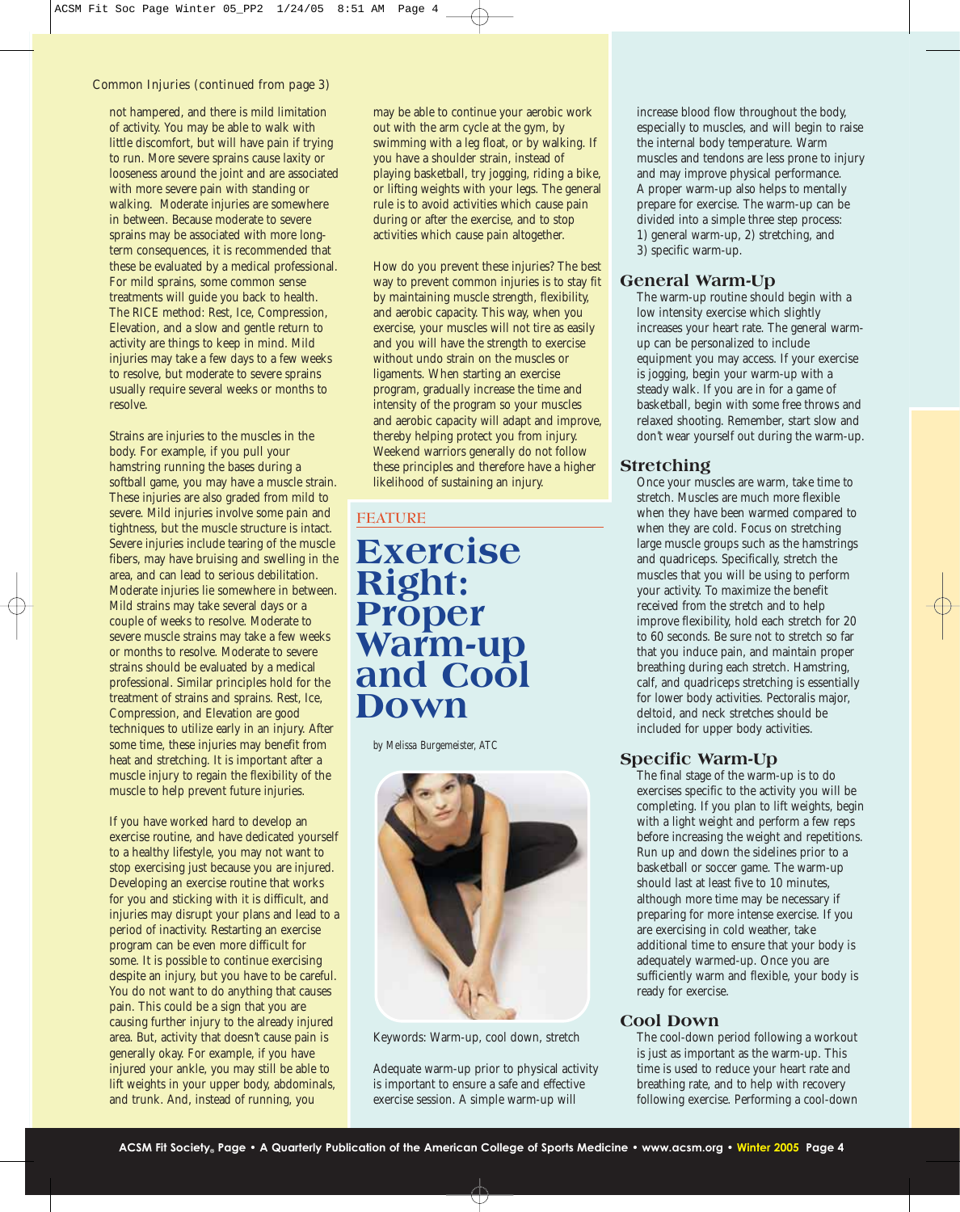Common Injuries (continued from page 3)

not hampered, and there is mild limitation of activity. You may be able to walk with little discomfort, but will have pain if trying to run. More severe sprains cause laxity or looseness around the joint and are associated with more severe pain with standing or walking. Moderate injuries are somewhere in between. Because moderate to severe sprains may be associated with more long-term consequences, it is recommended that these be evaluated by a medical professional. For mild sprains, some common sense treatments will guide you back to health. The RICE method: Rest, Ice, Compression, Elevation, and a slow and gentle return to activity are things to keep in mind. Mild injuries may take a few days to a few weeks to resolve, but moderate to severe sprains usually require several weeks or months to resolve.

Strains are injuries to the muscles in the body. For example, if you pull your hamstring running the bases during a softball game, you may have a muscle strain. These injuries are also graded from mild to severe. Mild injuries involve some pain and tightness, but the muscle structure is intact. Severe injuries include tearing of the muscle fibers, may have bruising and swelling in the area, and can lead to serious debilitation. Moderate injuries lie somewhere in between. Mild strains may take several days or a couple of weeks to resolve. Moderate to severe muscle strains may take a few weeks or months to resolve. Moderate to severe strains should be evaluated by a medical professional. Similar principles hold for the treatment of strains and sprains. Rest, Ice, Compression, and Elevation are good techniques to utilize early in an injury. After some time, these injuries may benefit from heat and stretching. It is important after a muscle injury to regain the flexibility of the muscle to help prevent future injuries.

If you have worked hard to develop an exercise routine, and have dedicated yourself to a healthy lifestyle, you may not want to stop exercising just because you are injured. Developing an exercise routine that works for you and sticking with it is difficult, and injuries may disrupt your plans and lead to a period of inactivity. Restarting an exercise program can be even more difficult for some. It is possible to continue exercising despite an injury, but you have to be careful. You do not want to do anything that causes pain. This could be a sign that you are causing further injury to the already injured area. But, activity that doesn't cause pain is generally okay. For example, if you have injured your ankle, you may still be able to lift weights in your upper body, abdominals, and trunk. And, instead of running, you may be able to continue your aerobic work out with the arm cycle at the gym, by swimming with a leg float, or by walking. If you have a shoulder strain, instead of playing basketball, try jogging, riding a bike, or lifting weights with your legs. The general rule is to avoid activities which cause pain during or after the exercise, and to stop activities which cause pain altogether.

How do you prevent these injuries? The best way to prevent common injuries is to stay fit by maintaining muscle strength, flexibility, and aerobic capacity. This way, when you exercise, your muscles will not tire as easily and you will have the strength to exercise without undo strain on the muscles or ligaments. When starting an exercise program, gradually increase the time and intensity of the program so your muscles and aerobic capacity will adapt and improve, thereby helping protect you from injury. Weekend warriors generally do not follow these principles and therefore have a higher likelihood of sustaining an injury.

FEATURE

# Exercise Right: Proper Warm-up and Cool Down

*by Melissa Burgemeister, ATC*

Keywords: Warm-up, cool down, stretch

Adequate warm-up prior to physical activity is important to ensure a safe and effective exercise session. A simple warm-up will increase blood flow throughout the body, especially to muscles, and will begin to raise the internal body temperature. Warm muscles and tendons are less prone to injury and may improve physical performance. A proper warm-up also helps to mentally prepare for exercise. The warm-up can be divided into a simple three step process: 1) general warm-up, 2) stretching, and 3) specific warm-up.

## General Warm-Up

The warm-up routine should begin with a low intensity exercise which slightly increases your heart rate. The general warm-up can be personalized to include equipment you may access. If your exercise is jogging, begin your warm-up with a steady walk. If you are in for a game of basketball, begin with some free throws and relaxed shooting. Remember, start slow and don't wear yourself out during the warm-up.

## Stretching

Once your muscles are warm, take time to stretch. Muscles are much more flexible when they have been warmed compared to when they are cold. Focus on stretching large muscle groups such as the hamstrings and quadriceps. Specifically, stretch the muscles that you will be using to perform your activity. To maximize the benefit received from the stretch and to help improve flexibility, hold each stretch for 20 to 60 seconds. Be sure not to stretch so far that you induce pain, and maintain proper breathing during each stretch. Hamstring, calf, and quadriceps stretching is essentially for lower body activities. Pectoralis major, deltoid, and neck stretches should be included for upper body activities.

## Specific Warm-Up

The final stage of the warm-up is to do exercises specific to the activity you will be completing. If you plan to lift weights, begin with a light weight and perform a few reps before increasing the weight and repetitions. Run up and down the sidelines prior to a basketball or soccer game. The warm-up should last at least five to 10 minutes, although more time may be necessary if preparing for more intense exercise. If you are exercising in cold weather, take additional time to ensure that your body is adequately warmed-up. Once you are sufficiently warm and flexible, your body is ready for exercise.

## Cool Down

The cool-down period following a workout is just as important as the warm-up. This time is used to reduce your heart rate and breathing rate, and to help with recovery following exercise. Performing a cool-down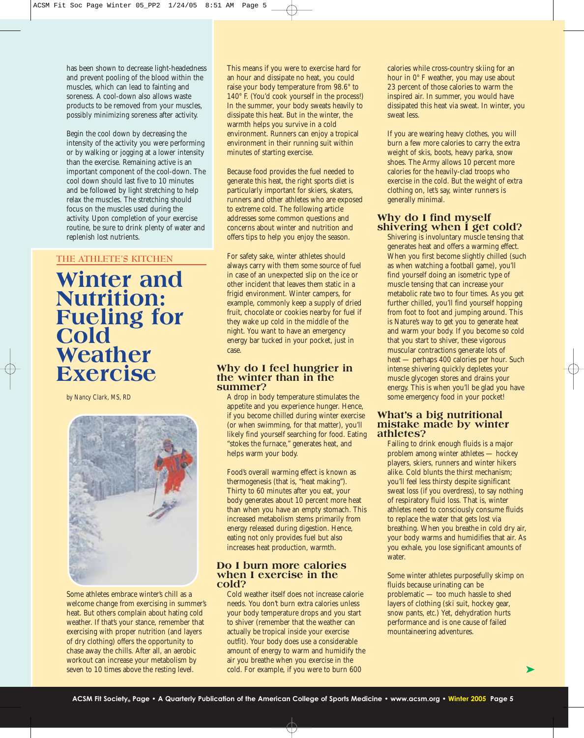has been shown to decrease light-headedness and prevent pooling of the blood within the muscles, which can lead to fainting and soreness. A cool-down also allows waste products to be removed from your muscles, possibly minimizing soreness after activity.

Begin the cool down by decreasing the intensity of the activity you were performing or by walking or jogging at a lower intensity than the exercise. Remaining active is an important component of the cool-down. The cool down should last five to 10 minutes and be followed by light stretching to help relax the muscles. The stretching should focus on the muscles used during the activity. Upon completion of your exercise routine, be sure to drink plenty of water and replenish lost nutrients.

THE ATHLETE'S KITCHEN

# Winter and Nutrition: Fueling for Cold Weather Exercise

*by Nancy Clark, MS, RD*

Some athletes embrace winter's chill as a welcome change from exercising in summer's heat. But others complain about hating cold weather. If that's your stance, remember that exercising with proper nutrition (and layers of dry clothing) offers the opportunity to chase away the chills. After all, an aerobic workout can increase your metabolism by seven to 10 times above the resting level.

This means if you were to exercise hard for an hour and dissipate no heat, you could raise your body temperature from 98.6° to 140° F. (You'd cook yourself in the process!) In the summer, your body sweats heavily to dissipate this heat. But in the winter, the warmth helps you survive in a cold environment. Runners can enjoy a tropical environment in their running suit within minutes of starting exercise.

Because food provides the fuel needed to generate this heat, the right sports diet is particularly important for skiers, skaters, runners and other athletes who are exposed to extreme cold. The following article addresses some common questions and concerns about winter and nutrition and offers tips to help you enjoy the season.

For safety sake, winter athletes should always carry with them some source of fuel in case of an unexpected slip on the ice or other incident that leaves them static in a frigid environment. Winter campers, for example, commonly keep a supply of dried fruit, chocolate or cookies nearby for fuel if they wake up cold in the middle of the night. You want to have an emergency energy bar tucked in your pocket, just in case.

## Why do I feel hungrier in the winter than in the summer?

A drop in body temperature stimulates the appetite and you experience hunger. Hence, if you become chilled during winter exercise (or when swimming, for that matter), you'll likely find yourself searching for food. Eating "stokes the furnace," generates heat, and helps warm your body.

Food's overall warming effect is known as thermogenesis (that is, "heat making"). Thirty to 60 minutes after you eat, your body generates about 10 percent more heat than when you have an empty stomach. This increased metabolism stems primarily from energy released during digestion. Hence, eating not only provides fuel but also increases heat production, warmth.

## Do I burn more calories when I exercise in the cold?

Cold weather itself does not increase calorie needs. You don't burn extra calories unless your body temperature drops and you start to shiver (remember that the weather can actually be tropical inside your exercise outfit). Your body does use a considerable amount of energy to warm and humidify the air you breathe when you exercise in the cold. For example, if you were to burn 600 calories while cross-country skiing for an hour in 0° F weather, you may use about 23 percent of those calories to warm the inspired air. In summer, you would have dissipated this heat via sweat. In winter, you sweat less.

If you are wearing heavy clothes, you will burn a few more calories to carry the extra weight of skis, boots, heavy parka, snow shoes. The Army allows 10 percent more calories for the heavily-clad troops who exercise in the cold. But the weight of extra clothing on, let's say, winter runners is generally minimal.

## Why do I find myself shivering when I get cold?

Shivering is involuntary muscle tensing that generates heat and offers a warming effect. When you first become slightly chilled (such as when watching a football game), you'll find yourself doing an isometric type of muscle tensing that can increase your metabolic rate two to four times. As you get further chilled, you'll find yourself hopping from foot to foot and jumping around. This is Nature's way to get you to generate heat and warm your body. If you become so cold that you start to shiver, these vigorous muscular contractions generate lots of heat — perhaps 400 calories per hour. Such intense shivering quickly depletes your muscle glycogen stores and drains your energy. This is when you'll be glad you have some emergency food in your pocket!

## What's a big nutritional mistake made by winter athletes?

Failing to drink enough fluids is a major problem among winter athletes — hockey players, skiers, runners and winter hikers alike. Cold blunts the thirst mechanism; you'll feel less thirsty despite significant sweat loss (if you overdress), to say nothing of respiratory fluid loss. That is, winter athletes need to consciously consume fluids to replace the water that gets lost via breathing. When you breathe in cold dry air, your body warms and humidifies that air. As you exhale, you lose significant amounts of water.

Some winter athletes purposefully skimp on fluids because urinating can be problematic — too much hassle to shed layers of clothing (ski suit, hockey gear, snow pants, etc.) Yet, dehydration hurts performance and is one cause of failed mountaineering adventures.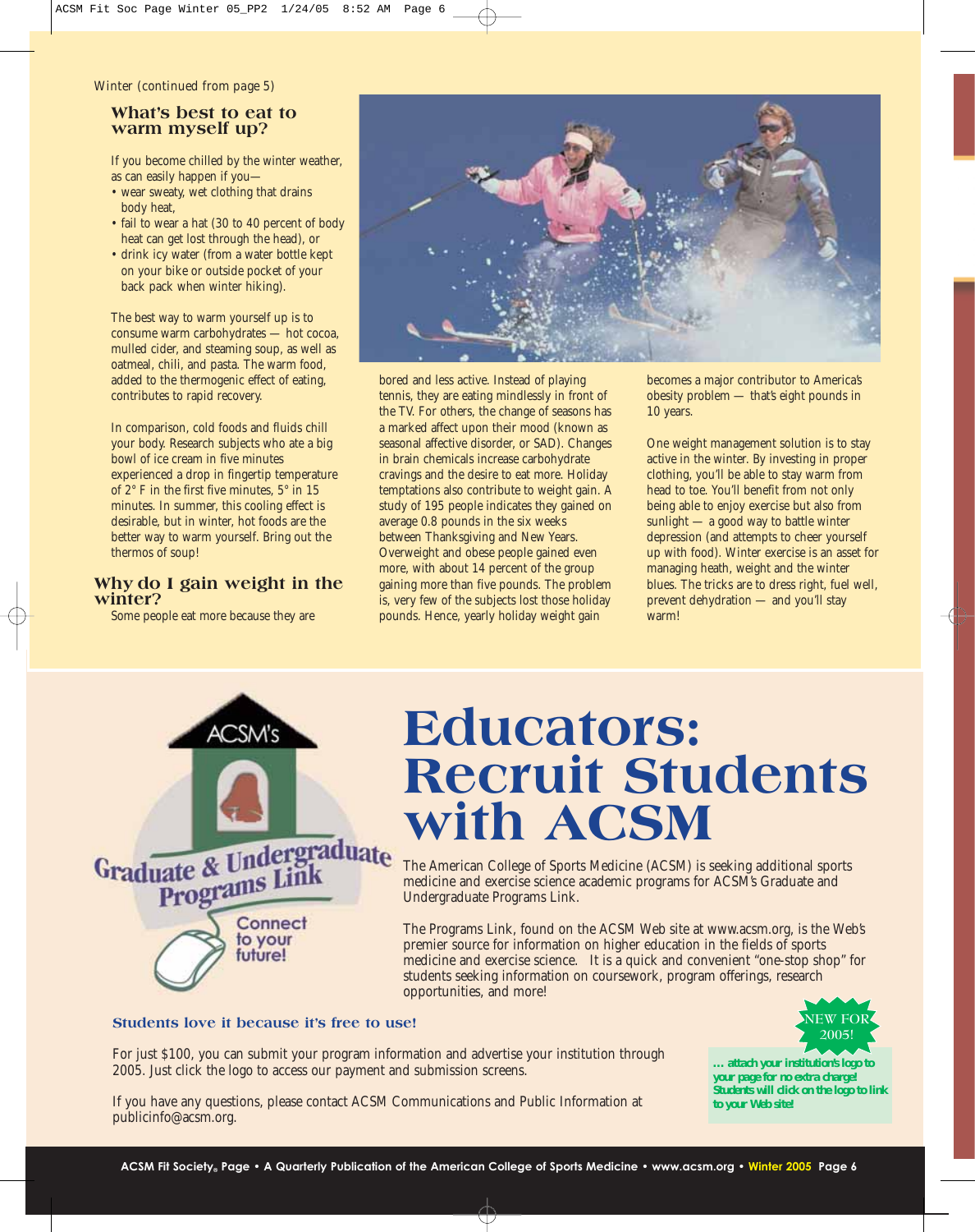Winter (continued from page 5)

## What's best to eat to warm myself up?

If you become chilled by the winter weather, as can easily happen if you—

- wear sweaty, wet clothing that drains body heat,
- fail to wear a hat (30 to 40 percent of body heat can get lost through the head), or
- drink icy water (from a water bottle kept on your bike or outside pocket of your back pack when winter hiking).

The best way to warm yourself up is to consume warm carbohydrates — hot cocoa, mulled cider, and steaming soup, as well as oatmeal, chili, and pasta. The warm food, added to the thermogenic effect of eating, contributes to rapid recovery.

In comparison, cold foods and fluids chill your body. Research subjects who ate a big bowl of ice cream in five minutes experienced a drop in fingertip temperature of 2° F in the first five minutes, 5° in 15 minutes. In summer, this cooling effect is desirable, but in winter, hot foods are the better way to warm yourself. Bring out the thermos of soup!

## Why do I gain weight in the winter?

Some people eat more because they are bored and less active. Instead of playing tennis, they are eating mindlessly in front of the TV. For others, the change of seasons has a marked affect upon their mood (known as seasonal affective disorder, or SAD). Changes in brain chemicals increase carbohydrate cravings and the desire to eat more. Holiday temptations also contribute to weight gain. A study of 195 people indicates they gained on average 0.8 pounds in the six weeks between Thanksgiving and New Years. Overweight and obese people gained even more, with about 14 percent of the group gaining more than five pounds. The problem is, very few of the subjects lost those holiday pounds. Hence, yearly holiday weight gain becomes a major contributor to America's obesity problem — that's eight pounds in 10 years.

One weight management solution is to stay active in the winter. By investing in proper clothing, you'll be able to stay warm from head to toe. You'll benefit from not only being able to enjoy exercise but also from sunlight — a good way to battle winter depression (and attempts to cheer yourself up with food). Winter exercise is an asset for managing heath, weight and the winter blues. The tricks are to dress right, fuel well, prevent dehydration — and you'll stay warm!

ACSM's Graduate & Undergraduate Programs Link — Connect to your future!

# Educators: Recruit Students with ACSM

The American College of Sports Medicine (ACSM) is seeking additional sports medicine and exercise science academic programs for ACSM's Graduate and Undergraduate Programs Link.

The Programs Link, found on the ACSM Web site at www.acsm.org, is the Web's premier source for information on higher education in the fields of sports medicine and exercise science. It is a quick and convenient "one-stop shop" for students seeking information on coursework, program offerings, research opportunities, and more!

### Students love it because it's free to use!

For just $100, you can submit your program information and advertise your institution through 2005. Just click the logo to access our payment and submission screens.

If you have any questions, please contact ACSM Communications and Public Information at publicinfo@acsm.org.

**NEW FOR 2005!**

***... attach your institution's logo to your page for no extra charge! Students will click on the logo to link to your Web site!***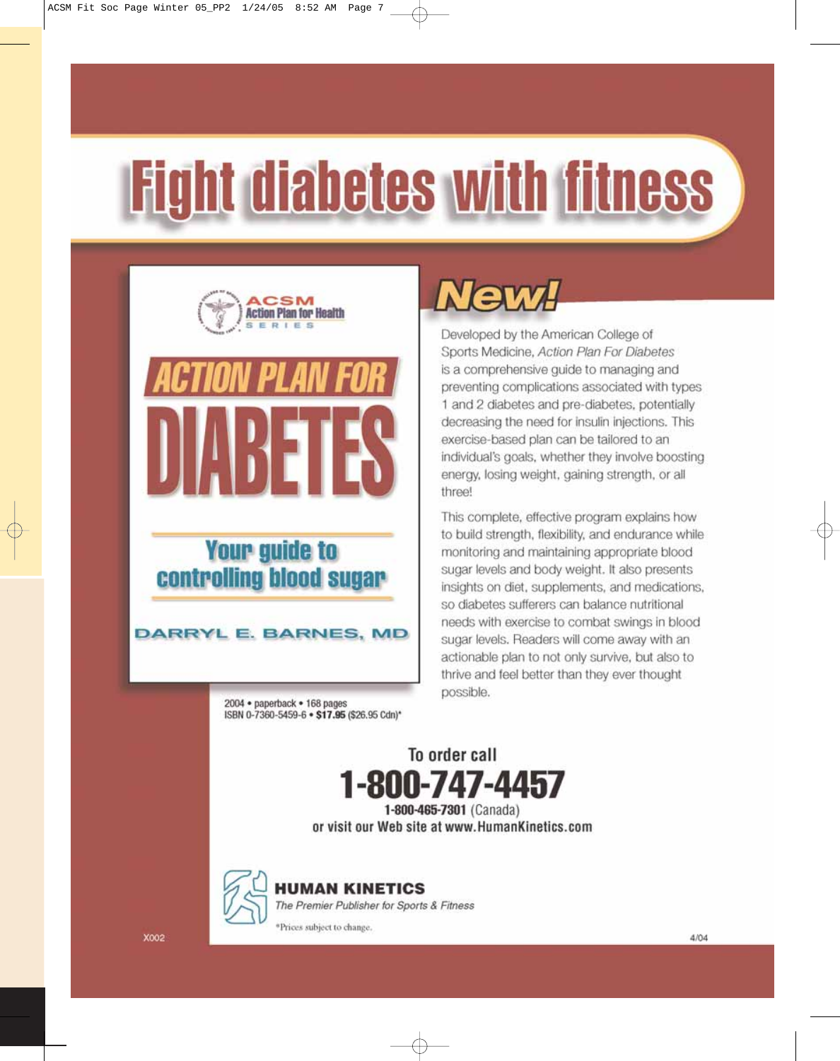# Fight diabetes with fitness

ACSM Action Plan for Health SERIES

## ACTION PLAN FOR DIABETES

Your guide to controlling blood sugar

DARRYL E. BARNES, MD

2004 • paperback • 168 pages
ISBN 0-7360-5459-6 • **$17.95** ($26.95 Cdn)*

## New!

Developed by the American College of Sports Medicine, *Action Plan For Diabetes* is a comprehensive guide to managing and preventing complications associated with types 1 and 2 diabetes and pre-diabetes, potentially decreasing the need for insulin injections. This exercise-based plan can be tailored to an individual's goals, whether they involve boosting energy, losing weight, gaining strength, or all three!

This complete, effective program explains how to build strength, flexibility, and endurance while monitoring and maintaining appropriate blood sugar levels and body weight. It also presents insights on diet, supplements, and medications, so diabetes sufferers can balance nutritional needs with exercise to combat swings in blood sugar levels. Readers will come away with an actionable plan to not only survive, but also to thrive and feel better than they ever thought possible.

To order call

**1-800-747-4457**

**1-800-465-7301** (Canada)

or visit our Web site at www.HumanKinetics.com

**HUMAN KINETICS**
*The Premier Publisher for Sports & Fitness*

*Prices subject to change.

X002

4/04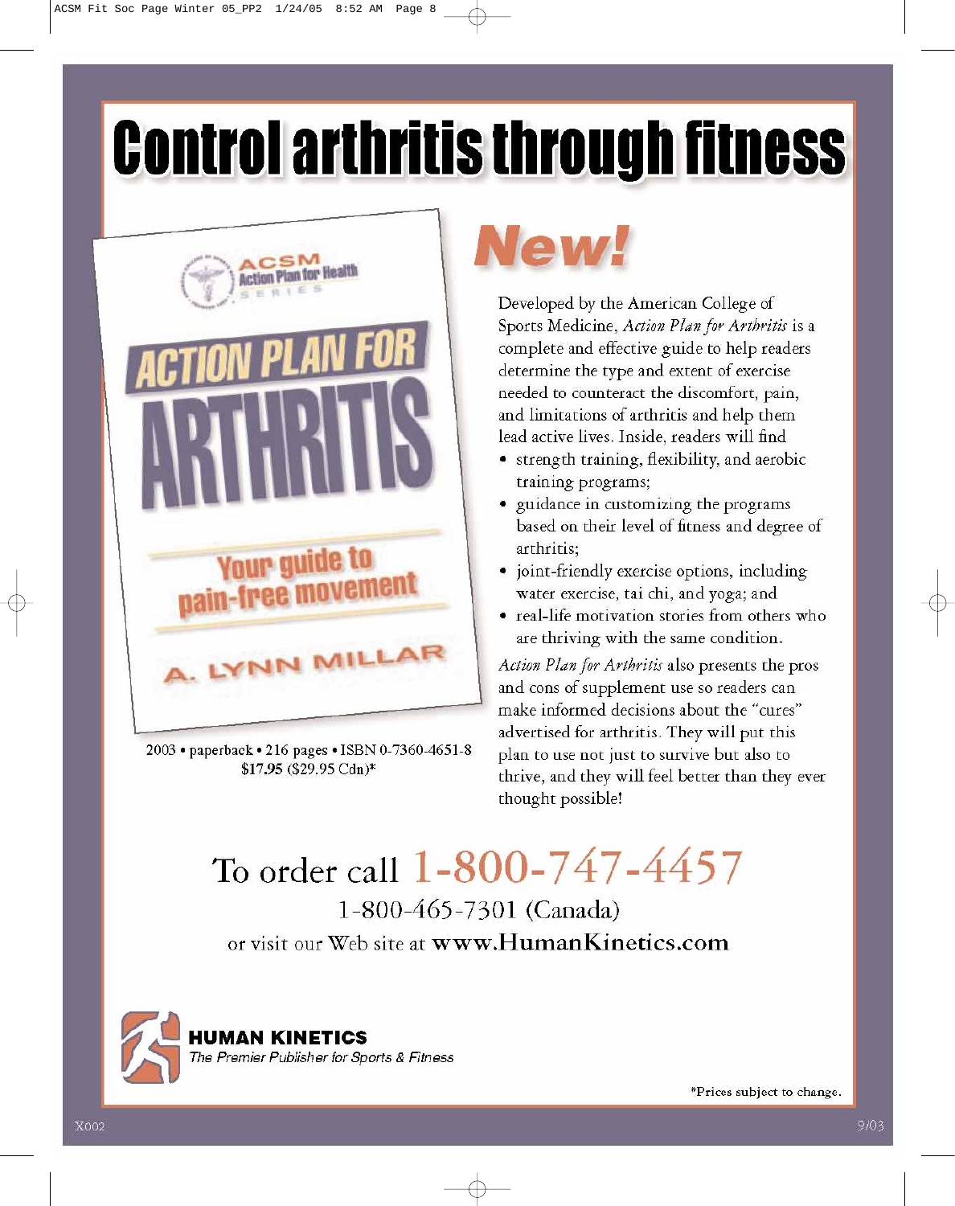# Control arthritis through fitness

ACSM Action Plan for Health Series

**ACTION PLAN FOR ARTHRITIS**

Your guide to pain-free movement

A. LYNN MILLAR

2003 • paperback • 216 pages • ISBN 0-7360-4651-8
$17.95 ($29.95 Cdn)*

## New!

Developed by the American College of Sports Medicine, *Action Plan for Arthritis* is a complete and effective guide to help readers determine the type and extent of exercise needed to counteract the discomfort, pain, and limitations of arthritis and help them lead active lives. Inside, readers will find

- strength training, flexibility, and aerobic training programs;
- guidance in customizing the programs based on their level of fitness and degree of arthritis;
- joint-friendly exercise options, including water exercise, tai chi, and yoga; and
- real-life motivation stories from others who are thriving with the same condition.

*Action Plan for Arthritis* also presents the pros and cons of supplement use so readers can make informed decisions about the "cures" advertised for arthritis. They will put this plan to use not just to survive but also to thrive, and they will feel better than they ever thought possible!

To order call **1-800-747-4457**

1-800-465-7301 (Canada)

or visit our Web site at **www.HumanKinetics.com**

**HUMAN KINETICS**
*The Premier Publisher for Sports & Fitness*

*Prices subject to change.

X002 9/03